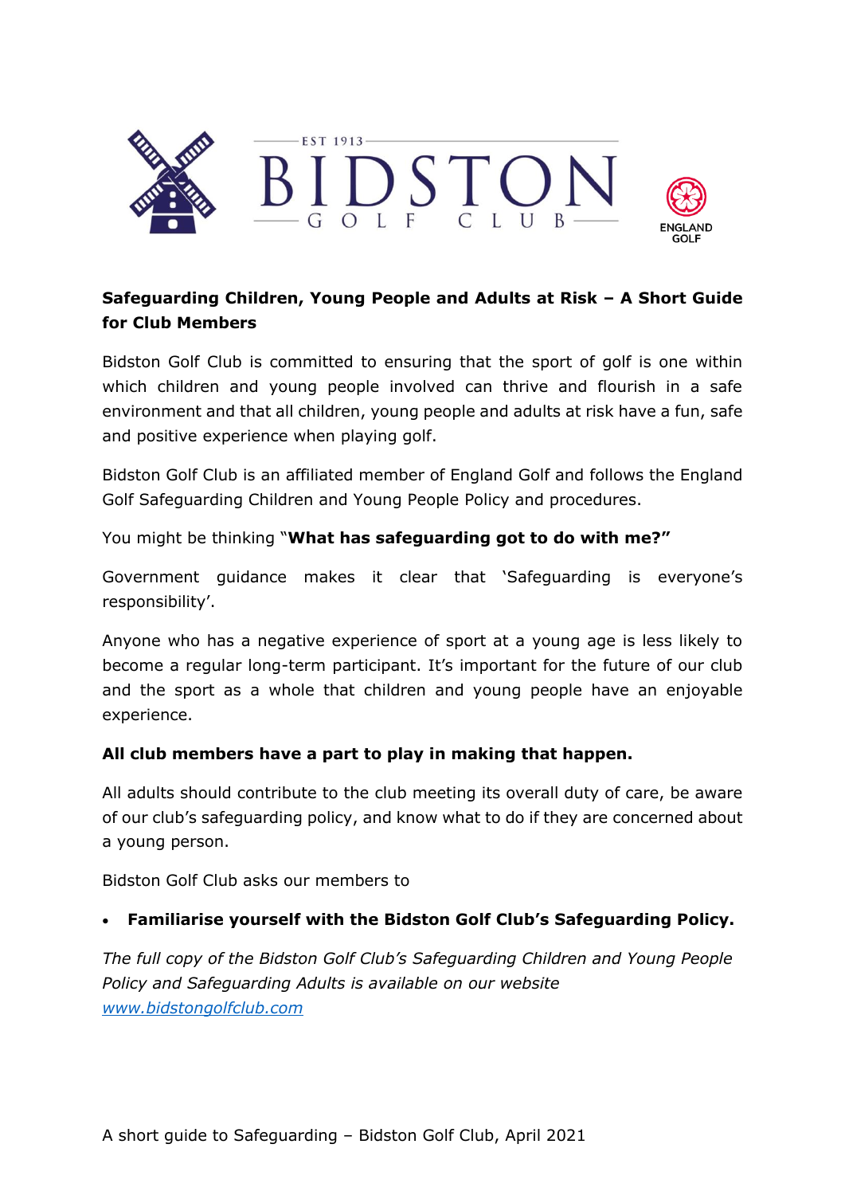**Safeguarding Children, Young People and Adults at Risk – A Short Guide for Club Members**

Bidston Golf Club is committed to ensuring that the sport of golf is one within which children and young people involved can thrive and flourish in a safe environment and that all children, young people and adults at risk have a fun, safe and positive experience when playing golf.

Bidston Golf Club is an affiliated member of England Golf and follows the England Golf Safeguarding Children and Young People Policy and procedures.

You might be thinking "**What has safeguarding got to do with me?"**

Government guidance makes it clear that 'Safeguarding is everyone's responsibility'.

Anyone who has a negative experience of sport at a young age is less likely to become a regular long-term participant. It's important for the future of our club and the sport as a whole that children and young people have an enjoyable experience.

**All club members have a part to play in making that happen.**

All adults should contribute to the club meeting its overall duty of care, be aware of our club's safeguarding policy, and know what to do if they are concerned about a young person.

Bidston Golf Club asks our members to

- **Familiarise yourself with the Bidston Golf Club's Safeguarding Policy.**

*The full copy of the Bidston Golf Club's Safeguarding Children and Young People Policy and Safeguarding Adults is available on our website* [*www.bidstongolfclub.com*](http://www.bidstongolfclub.com)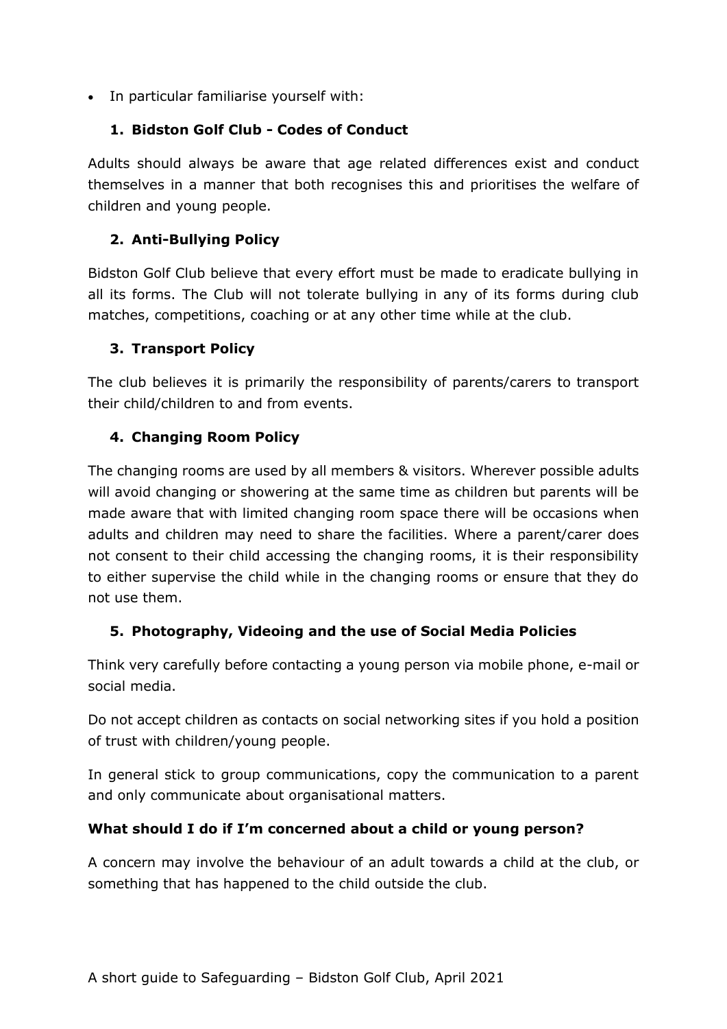- In particular familiarise yourself with:

### 1. Bidston Golf Club - Codes of Conduct

Adults should always be aware that age related differences exist and conduct themselves in a manner that both recognises this and prioritises the welfare of children and young people.

### 2. Anti-Bullying Policy

Bidston Golf Club believe that every effort must be made to eradicate bullying in all its forms. The Club will not tolerate bullying in any of its forms during club matches, competitions, coaching or at any other time while at the club.

### 3. Transport Policy

The club believes it is primarily the responsibility of parents/carers to transport their child/children to and from events.

### 4. Changing Room Policy

The changing rooms are used by all members & visitors. Wherever possible adults will avoid changing or showering at the same time as children but parents will be made aware that with limited changing room space there will be occasions when adults and children may need to share the facilities. Where a parent/carer does not consent to their child accessing the changing rooms, it is their responsibility to either supervise the child while in the changing rooms or ensure that they do not use them.

### 5. Photography, Videoing and the use of Social Media Policies

Think very carefully before contacting a young person via mobile phone, e-mail or social media.

Do not accept children as contacts on social networking sites if you hold a position of trust with children/young people.

In general stick to group communications, copy the communication to a parent and only communicate about organisational matters.

**What should I do if I'm concerned about a child or young person?**

A concern may involve the behaviour of an adult towards a child at the club, or something that has happened to the child outside the club.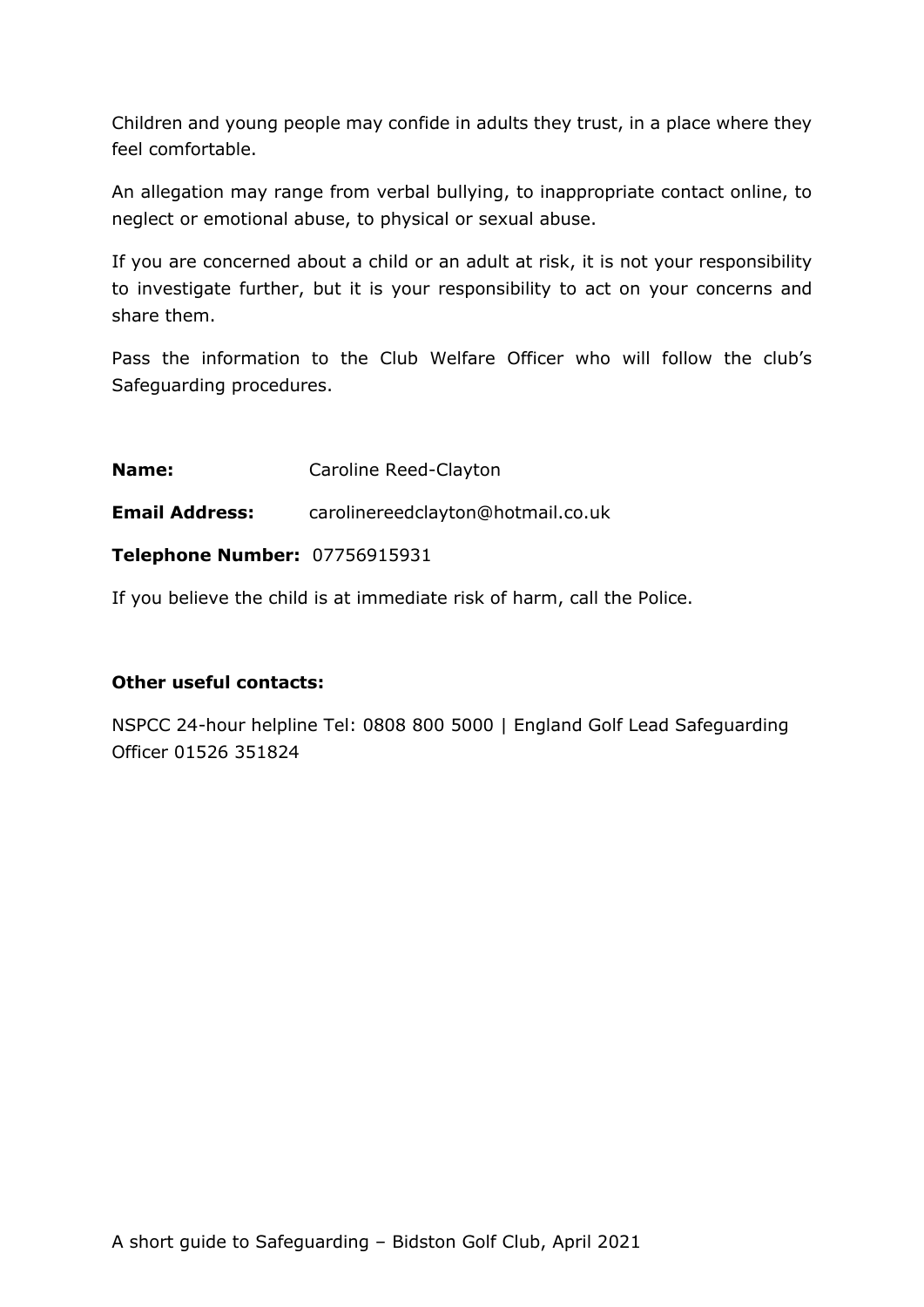Children and young people may confide in adults they trust, in a place where they feel comfortable.

An allegation may range from verbal bullying, to inappropriate contact online, to neglect or emotional abuse, to physical or sexual abuse.

If you are concerned about a child or an adult at risk, it is not your responsibility to investigate further, but it is your responsibility to act on your concerns and share them.

Pass the information to the Club Welfare Officer who will follow the club's Safeguarding procedures.

**Name:** Caroline Reed-Clayton

**Email Address:** carolinereedclayton@hotmail.co.uk

**Telephone Number:** 07756915931

If you believe the child is at immediate risk of harm, call the Police.

**Other useful contacts:**

NSPCC 24-hour helpline Tel: 0808 800 5000 | England Golf Lead Safeguarding Officer 01526 351824

A short guide to Safeguarding – Bidston Golf Club, April 2021